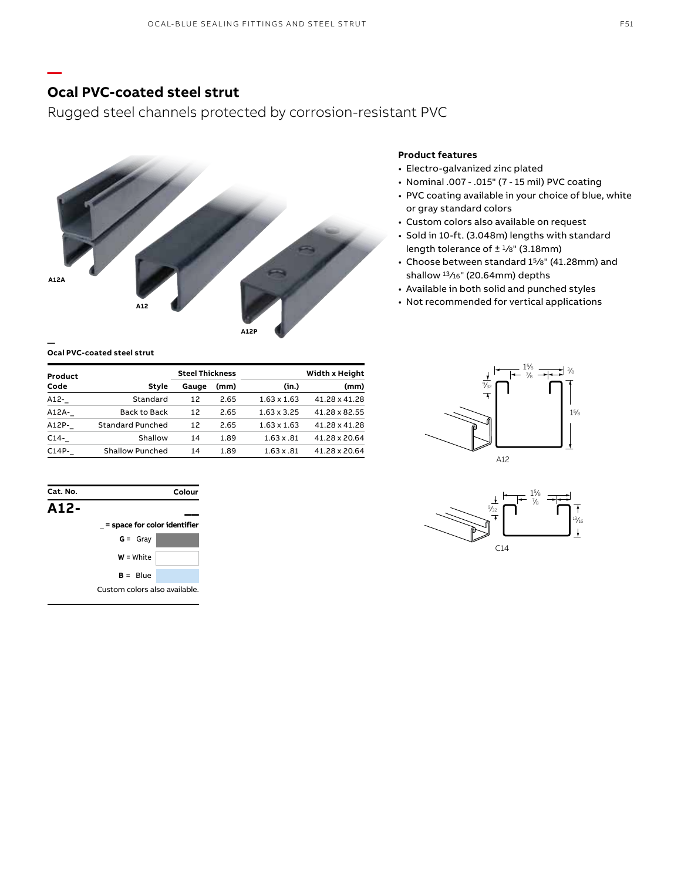## Ocal PVC-coated steel strut

Rugged steel channels protected by corrosion-resistant PVC

A12A

A12

A12P

### Product features

- Electro-galvanized zinc plated
- Nominal .007 - .015" (7 - 15 mil) PVC coating
- PVC coating available in your choice of blue, white or gray standard colors
- Custom colors also available on request
- Sold in 10-ft. (3.048m) lengths with standard length tolerance of ± 1⁄8" (3.18mm)
- Choose between standard 1 5⁄8" (41.28mm) and shallow 13⁄16" (20.64mm) depths
- Available in both solid and punched styles
- Not recommended for vertical applications

**Ocal PVC-coated steel strut**

| Product Code | Style | Steel Thickness Gauge | Steel Thickness (mm) | Width x Height (in.) | Width x Height (mm) |
|---|---|---|---|---|---|
| A12-_ | Standard | 12 | 2.65 | 1.63 x 1.63 | 41.28 x 41.28 |
| A12A-_ | Back to Back | 12 | 2.65 | 1.63 x 3.25 | 41.28 x 82.55 |
| A12P-_ | Standard Punched | 12 | 2.65 | 1.63 x 1.63 | 41.28 x 41.28 |
| C14-_ | Shallow | 14 | 1.89 | 1.63 x .81 | 41.28 x 20.64 |
| C14P-_ | Shallow Punched | 14 | 1.89 | 1.63 x .81 | 41.28 x 20.64 |

| Cat. No. | Colour |
|---|---|
| **A12-** | __ |

_ = space for color identifier

- **G** = Gray
- **W** = White
- **B** = Blue

Custom colors also available.

A12

C14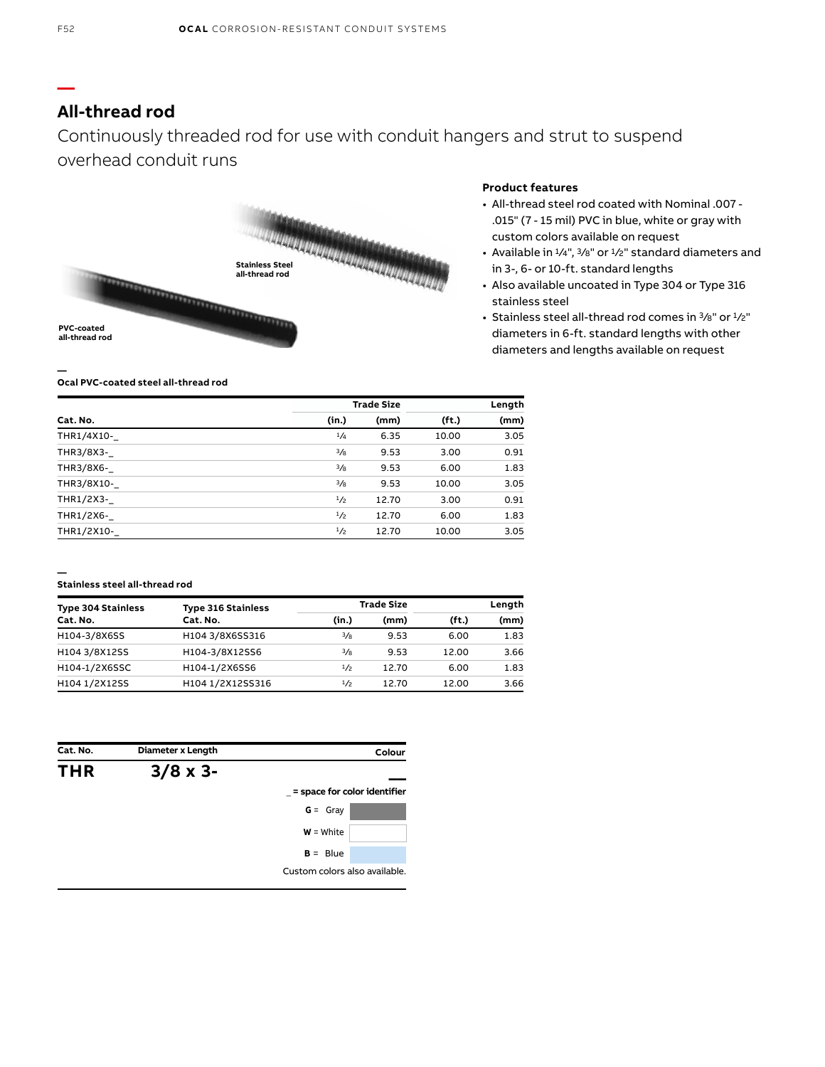## All-thread rod

Continuously threaded rod for use with conduit hangers and strut to suspend overhead conduit runs

Stainless Steel all-thread rod

PVC-coated all-thread rod

**Product features**

- All-thread steel rod coated with Nominal .007 - .015" (7 - 15 mil) PVC in blue, white or gray with custom colors available on request
- Available in ¼", ⅜" or ½" standard diameters and in 3-, 6- or 10-ft. standard lengths
- Also available uncoated in Type 304 or Type 316 stainless steel
- Stainless steel all-thread rod comes in ⅜" or ½" diameters in 6-ft. standard lengths with other diameters and lengths available on request

**Ocal PVC-coated steel all-thread rod**

| | Trade Size | | Length | |
|---|---|---|---|---|
| Cat. No. | (in.) | (mm) | (ft.) | (mm) |
| THR1/4X10-_ | ¼ | 6.35 | 10.00 | 3.05 |
| THR3/8X3-_ | ⅜ | 9.53 | 3.00 | 0.91 |
| THR3/8X6-_ | ⅜ | 9.53 | 6.00 | 1.83 |
| THR3/8X10-_ | ⅜ | 9.53 | 10.00 | 3.05 |
| THR1/2X3-_ | ½ | 12.70 | 3.00 | 0.91 |
| THR1/2X6-_ | ½ | 12.70 | 6.00 | 1.83 |
| THR1/2X10-_ | ½ | 12.70 | 10.00 | 3.05 |

**Stainless steel all-thread rod**

| Type 304 Stainless | Type 316 Stainless | Trade Size | | Length | |
|---|---|---|---|---|---|
| Cat. No. | Cat. No. | (in.) | (mm) | (ft.) | (mm) |
| H104-3/8X6SS | H104 3/8X6SS316 | ⅜ | 9.53 | 6.00 | 1.83 |
| H104 3/8X12SS | H104-3/8X12SS6 | ⅜ | 9.53 | 12.00 | 3.66 |
| H104-1/2X6SSC | H104-1/2X6SS6 | ½ | 12.70 | 6.00 | 1.83 |
| H104 1/2X12SS | H104 1/2X12SS316 | ½ | 12.70 | 12.00 | 3.66 |

| Cat. No. | Diameter x Length | Colour |
|---|---|---|
| **THR** | **3/8 x 3-** | ___ |

_ = space for color identifier

**G** = Gray

**W** = White

**B** = Blue

Custom colors also available.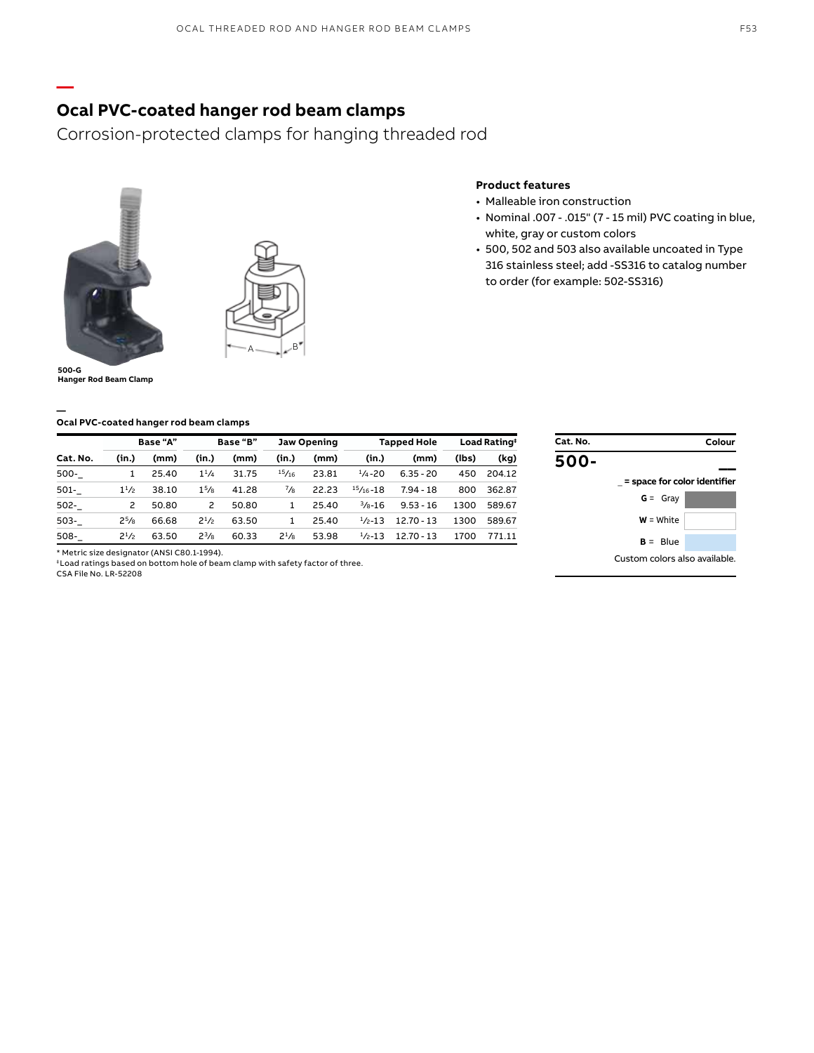# Ocal PVC-coated hanger rod beam clamps

Corrosion-protected clamps for hanging threaded rod

**500-G**
**Hanger Rod Beam Clamp**

### Product features

- Malleable iron construction
- Nominal .007 - .015" (7 - 15 mil) PVC coating in blue, white, gray or custom colors
- 500, 502 and 503 also available uncoated in Type 316 stainless steel; add -SS316 to catalog number to order (for example: 502-SS316)

**Ocal PVC-coated hanger rod beam clamps**

| | Base "A" | | Base "B" | | Jaw Opening | | Tapped Hole | | Load Rating‡ | |
|---|---|---|---|---|---|---|---|---|---|---|
| **Cat. No.** | **(in.)** | **(mm)** | **(in.)** | **(mm)** | **(in.)** | **(mm)** | **(in.)** | **(mm)** | **(lbs)** | **(kg)** |
| 500-_ | 1 | 25.40 | 1 1/4 | 31.75 | 15/16 | 23.81 | 1/4-20 | 6.35 - 20 | 450 | 204.12 |
| 501-_ | 1 1/2 | 38.10 | 1 5/8 | 41.28 | 7/8 | 22.23 | 15/16-18 | 7.94 - 18 | 800 | 362.87 |
| 502-_ | 2 | 50.80 | 2 | 50.80 | 1 | 25.40 | 3/8-16 | 9.53 - 16 | 1300 | 589.67 |
| 503-_ | 2 5/8 | 66.68 | 2 1/2 | 63.50 | 1 | 25.40 | 1/2-13 | 12.70 - 13 | 1300 | 589.67 |
| 508-_ | 2 1/2 | 63.50 | 2 3/8 | 60.33 | 2 1/8 | 53.98 | 1/2-13 | 12.70 - 13 | 1700 | 771.11 |

\* Metric size designator (ANSI C80.1-1994).
‡Load ratings based on bottom hole of beam clamp with safety factor of three.
CSA File No. LR-52208

| Cat. No. | Colour |
|---|---|
| **500-** | **__** |

_ = space for color identifier

- **G** = Gray
- **W** = White
- **B** = Blue

Custom colors also available.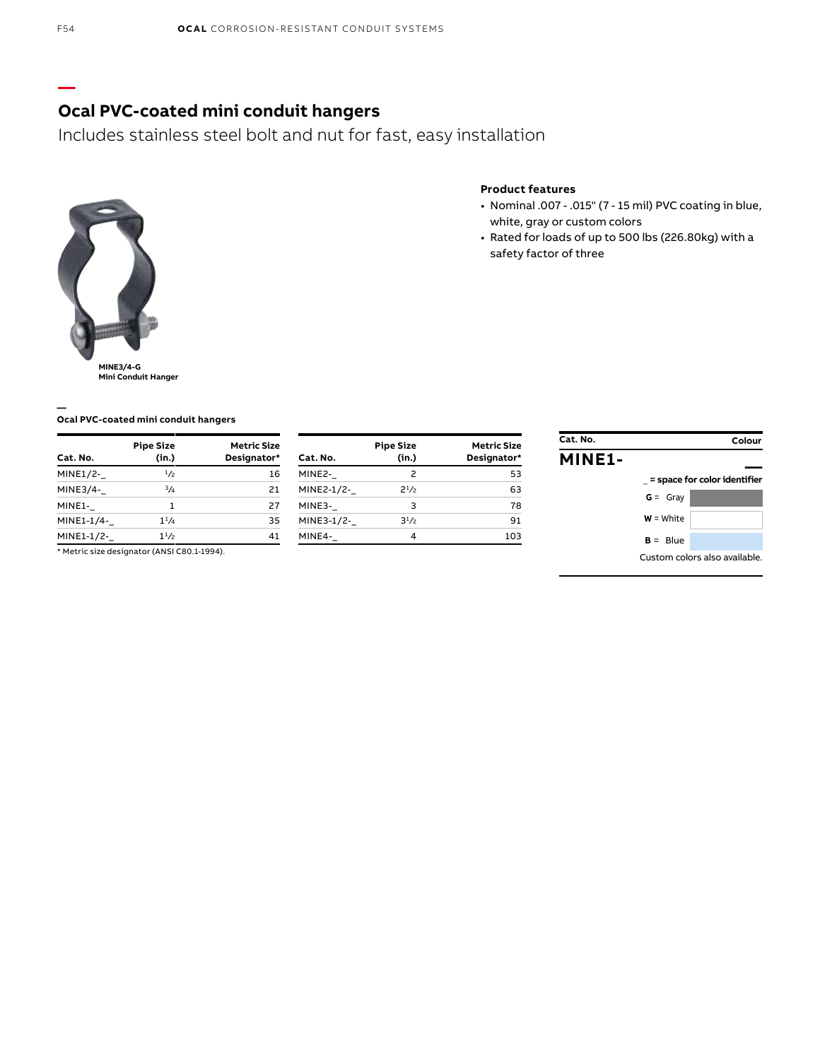## Ocal PVC-coated mini conduit hangers

Includes stainless steel bolt and nut for fast, easy installation

MINE3/4-G
Mini Conduit Hanger

**Product features**

- Nominal .007 - .015" (7 - 15 mil) PVC coating in blue, white, gray or custom colors
- Rated for loads of up to 500 lbs (226.80kg) with a safety factor of three

**Ocal PVC-coated mini conduit hangers**

| Cat. No. | Pipe Size (in.) | Metric Size Designator* |
|---|---|---|
| MINE1/2-_ | 1/2 | 16 |
| MINE3/4-_ | 3/4 | 21 |
| MINE1-_ | 1 | 27 |
| MINE1-1/4-_ | 1 1/4 | 35 |
| MINE1-1/2-_ | 1 1/2 | 41 |
| MINE2-_ | 2 | 53 |
| MINE2-1/2-_ | 2 1/2 | 63 |
| MINE3-_ | 3 | 78 |
| MINE3-1/2-_ | 3 1/2 | 91 |
| MINE4-_ | 4 | 103 |

* Metric size designator (ANSI C80.1-1994).

| Cat. No. | Colour |
|---|---|
| **MINE1-** | ___ |

_ = space for color identifier

| Code | Colour |
|---|---|
| G = | Gray |
| W = | White |
| B = | Blue |

Custom colors also available.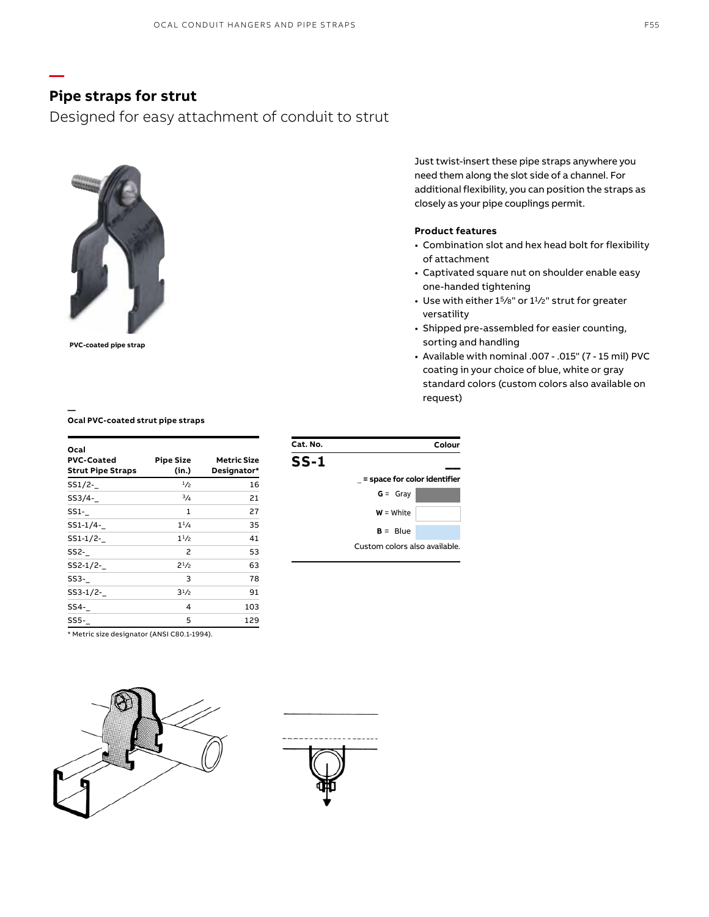## Pipe straps for strut

Designed for easy attachment of conduit to strut

PVC-coated pipe strap

Just twist-insert these pipe straps anywhere you need them along the slot side of a channel. For additional flexibility, you can position the straps as closely as your pipe couplings permit.

### Product features

- Combination slot and hex head bolt for flexibility of attachment
- Captivated square nut on shoulder enable easy one-handed tightening
- Use with either 1⁵⁄₈" or 1¹⁄₂" strut for greater versatility
- Shipped pre-assembled for easier counting, sorting and handling
- Available with nominal .007 - .015" (7 - 15 mil) PVC coating in your choice of blue, white or gray standard colors (custom colors also available on request)

**Ocal PVC-coated strut pipe straps**

| Ocal PVC-Coated Strut Pipe Straps | Pipe Size (in.) | Metric Size Designator* |
|---|---|---|
| SS1/2-_ | ½ | 16 |
| SS3/4-_ | ¾ | 21 |
| SS1-_ | 1 | 27 |
| SS1-1/4-_ | 1¼ | 35 |
| SS1-1/2-_ | 1½ | 41 |
| SS2-_ | 2 | 53 |
| SS2-1/2-_ | 2½ | 63 |
| SS3-_ | 3 | 78 |
| SS3-1/2-_ | 3½ | 91 |
| SS4-_ | 4 | 103 |
| SS5-_ | 5 | 129 |

\* Metric size designator (ANSI C80.1-1994).

| Cat. No. | Colour |
|---|---|
| **SS-1** | — |
| | _ = space for color identifier |
| | G = Gray |
| | W = White |
| | B = Blue |
| | Custom colors also available. |